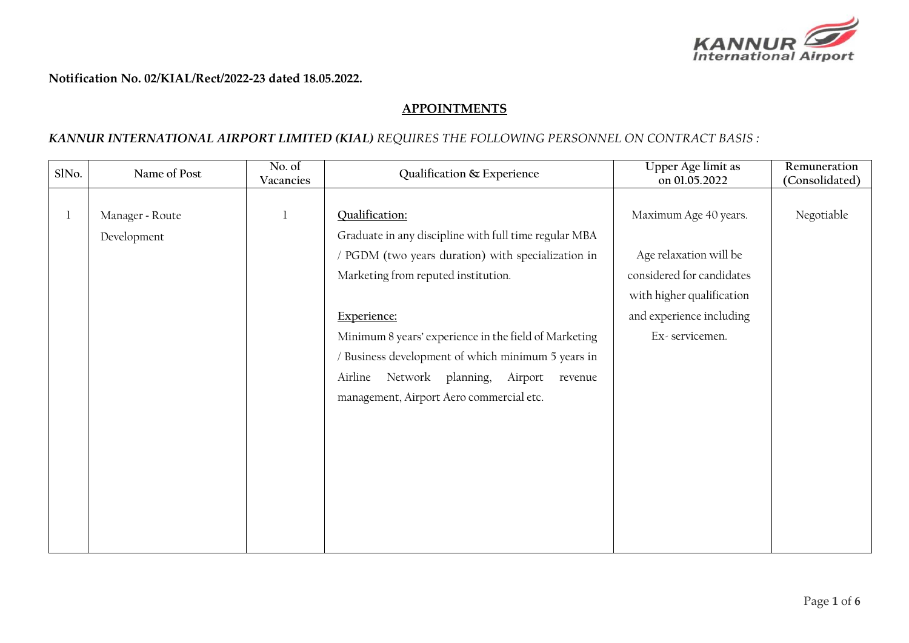**Notification No. 02/KIAL/Rect/2022-23 dated 18.05.2022.**

## APPOINTMENTS

***KANNUR INTERNATIONAL AIRPORT LIMITED (KIAL)** REQUIRES THE FOLLOWING PERSONNEL ON CONTRACT BASIS :*

| SlNo. | Name of Post | No. of Vacancies | Qualification & Experience | Upper Age limit as on 01.05.2022 | Remuneration (Consolidated) |
|---|---|---|---|---|---|
| 1 | Manager - Route Development | 1 | <u>Qualification:</u><br>Graduate in any discipline with full time regular MBA / PGDM (two years duration) with specialization in Marketing from reputed institution.<br><br><u>Experience:</u><br>Minimum 8 years' experience in the field of Marketing / Business development of which minimum 5 years in Airline Network planning, Airport revenue management, Airport Aero commercial etc. | Maximum Age 40 years.<br><br>Age relaxation will be considered for candidates with higher qualification and experience including Ex- servicemen. | Negotiable |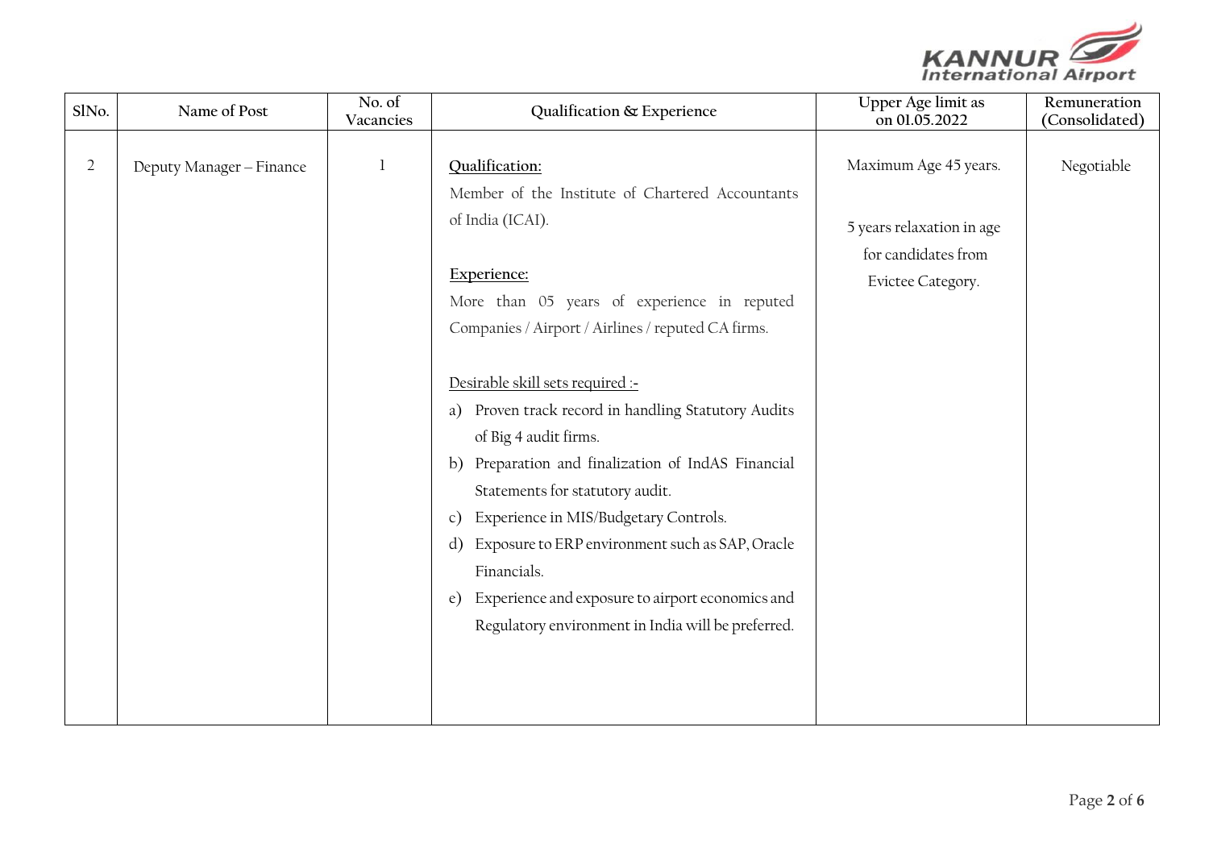| SlNo. | Name of Post | No. of Vacancies | Qualification & Experience | Upper Age limit as on 01.05.2022 | Remuneration (Consolidated) |
|---|---|---|---|---|---|
| 2 | Deputy Manager – Finance | 1 | **Qualification:**<br>Member of the Institute of Chartered Accountants of India (ICAI).<br><br>**Experience:**<br>More than 05 years of experience in reputed Companies / Airport / Airlines / reputed CA firms.<br><br>Desirable skill sets required :-<br>a) Proven track record in handling Statutory Audits of Big 4 audit firms.<br>b) Preparation and finalization of IndAS Financial Statements for statutory audit.<br>c) Experience in MIS/Budgetary Controls.<br>d) Exposure to ERP environment such as SAP, Oracle Financials.<br>e) Experience and exposure to airport economics and Regulatory environment in India will be preferred. | Maximum Age 45 years.<br><br>5 years relaxation in age for candidates from Evictee Category. | Negotiable |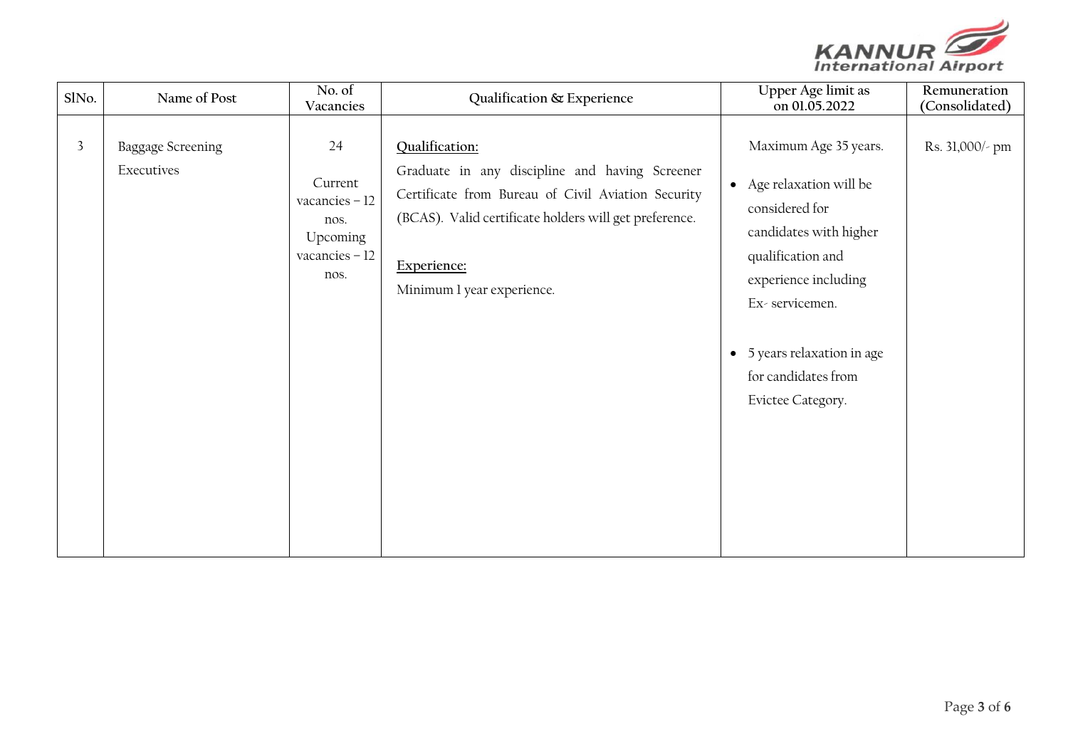| SlNo. | Name of Post | No. of Vacancies | Qualification & Experience | Upper Age limit as on 01.05.2022 | Remuneration (Consolidated) |
|---|---|---|---|---|---|
| 3 | Baggage Screening Executives | 24<br><br>Current vacancies – 12 nos.<br>Upcoming vacancies – 12 nos. | **Qualification:**<br>Graduate in any discipline and having Screener Certificate from Bureau of Civil Aviation Security (BCAS). Valid certificate holders will get preference.<br><br>**Experience:**<br>Minimum 1 year experience. | Maximum Age 35 years.<br><br>• Age relaxation will be considered for candidates with higher qualification and experience including Ex- servicemen.<br><br>• 5 years relaxation in age for candidates from Evictee Category. | Rs. 31,000/- pm |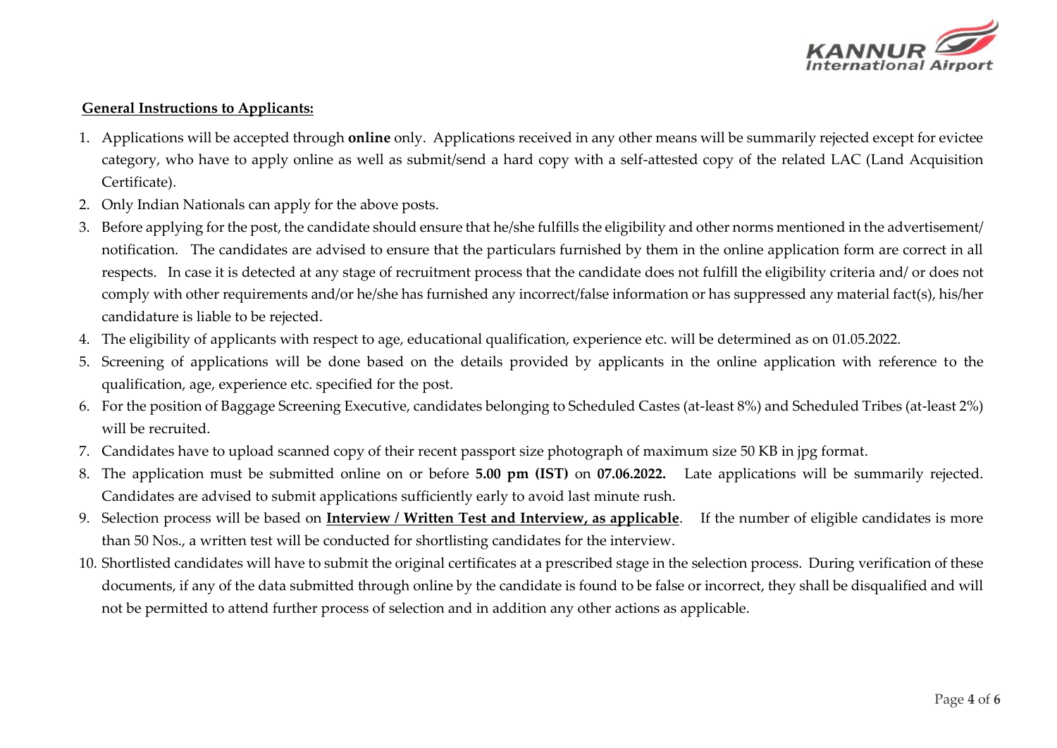**General Instructions to Applicants:**

1. Applications will be accepted through **online** only. Applications received in any other means will be summarily rejected except for evictee category, who have to apply online as well as submit/send a hard copy with a self-attested copy of the related LAC (Land Acquisition Certificate).
2. Only Indian Nationals can apply for the above posts.
3. Before applying for the post, the candidate should ensure that he/she fulfills the eligibility and other norms mentioned in the advertisement/ notification. The candidates are advised to ensure that the particulars furnished by them in the online application form are correct in all respects. In case it is detected at any stage of recruitment process that the candidate does not fulfill the eligibility criteria and/ or does not comply with other requirements and/or he/she has furnished any incorrect/false information or has suppressed any material fact(s), his/her candidature is liable to be rejected.
4. The eligibility of applicants with respect to age, educational qualification, experience etc. will be determined as on 01.05.2022.
5. Screening of applications will be done based on the details provided by applicants in the online application with reference to the qualification, age, experience etc. specified for the post.
6. For the position of Baggage Screening Executive, candidates belonging to Scheduled Castes (at-least 8%) and Scheduled Tribes (at-least 2%) will be recruited.
7. Candidates have to upload scanned copy of their recent passport size photograph of maximum size 50 KB in jpg format.
8. The application must be submitted online on or before **5.00 pm (IST)** on **07.06.2022.** Late applications will be summarily rejected. Candidates are advised to submit applications sufficiently early to avoid last minute rush.
9. Selection process will be based on **Interview / Written Test and Interview, as applicable**. If the number of eligible candidates is more than 50 Nos., a written test will be conducted for shortlisting candidates for the interview.
10. Shortlisted candidates will have to submit the original certificates at a prescribed stage in the selection process. During verification of these documents, if any of the data submitted through online by the candidate is found to be false or incorrect, they shall be disqualified and will not be permitted to attend further process of selection and in addition any other actions as applicable.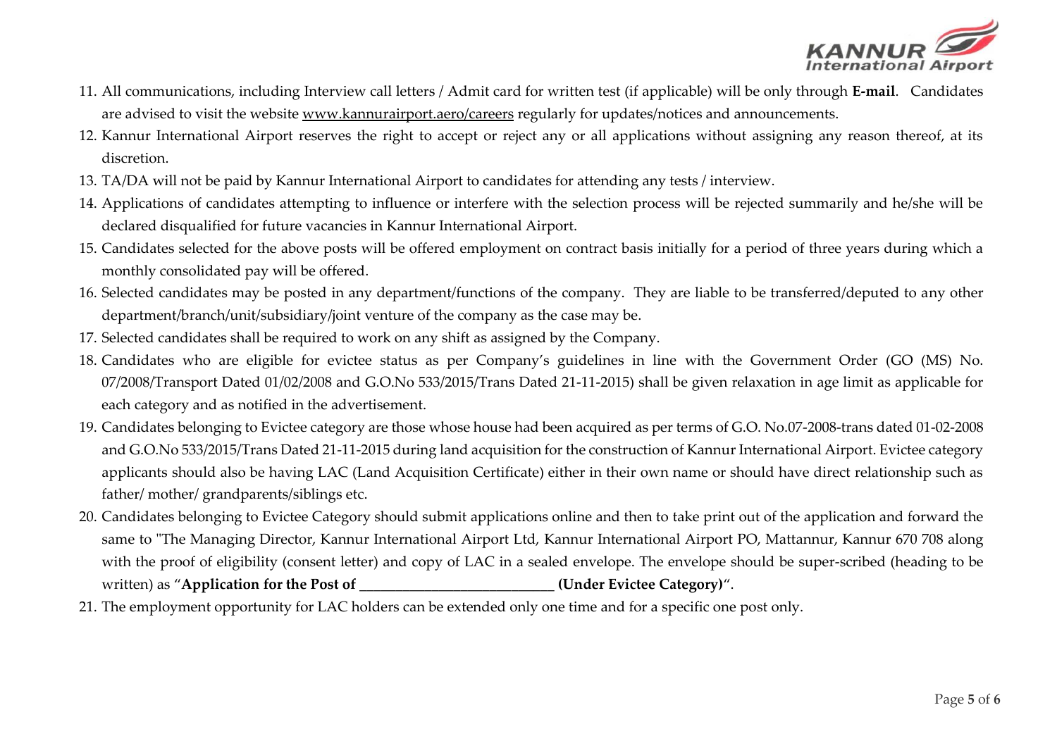11. All communications, including Interview call letters / Admit card for written test (if applicable) will be only through **E-mail**. Candidates are advised to visit the website www.kannurairport.aero/careers regularly for updates/notices and announcements.
12. Kannur International Airport reserves the right to accept or reject any or all applications without assigning any reason thereof, at its discretion.
13. TA/DA will not be paid by Kannur International Airport to candidates for attending any tests / interview.
14. Applications of candidates attempting to influence or interfere with the selection process will be rejected summarily and he/she will be declared disqualified for future vacancies in Kannur International Airport.
15. Candidates selected for the above posts will be offered employment on contract basis initially for a period of three years during which a monthly consolidated pay will be offered.
16. Selected candidates may be posted in any department/functions of the company. They are liable to be transferred/deputed to any other department/branch/unit/subsidiary/joint venture of the company as the case may be.
17. Selected candidates shall be required to work on any shift as assigned by the Company.
18. Candidates who are eligible for evictee status as per Company's guidelines in line with the Government Order (GO (MS) No. 07/2008/Transport Dated 01/02/2008 and G.O.No 533/2015/Trans Dated 21-11-2015) shall be given relaxation in age limit as applicable for each category and as notified in the advertisement.
19. Candidates belonging to Evictee category are those whose house had been acquired as per terms of G.O. No.07-2008-trans dated 01-02-2008 and G.O.No 533/2015/Trans Dated 21-11-2015 during land acquisition for the construction of Kannur International Airport. Evictee category applicants should also be having LAC (Land Acquisition Certificate) either in their own name or should have direct relationship such as father/ mother/ grandparents/siblings etc.
20. Candidates belonging to Evictee Category should submit applications online and then to take print out of the application and forward the same to "The Managing Director, Kannur International Airport Ltd, Kannur International Airport PO, Mattannur, Kannur 670 708 along with the proof of eligibility (consent letter) and copy of LAC in a sealed envelope. The envelope should be super-scribed (heading to be written) as "**Application for the Post of ___________________________ (Under Evictee Category)**".
21. The employment opportunity for LAC holders can be extended only one time and for a specific one post only.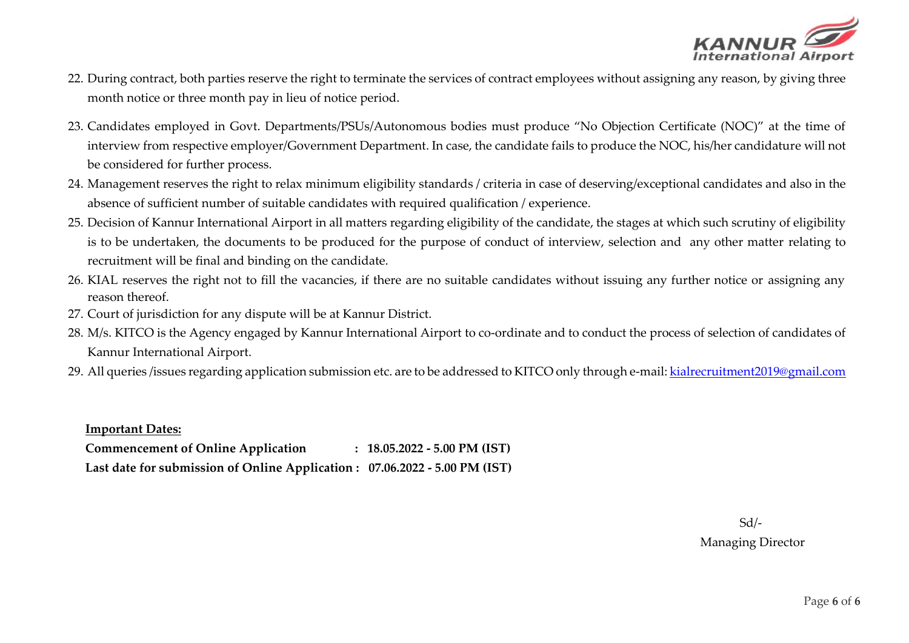22. During contract, both parties reserve the right to terminate the services of contract employees without assigning any reason, by giving three month notice or three month pay in lieu of notice period.
23. Candidates employed in Govt. Departments/PSUs/Autonomous bodies must produce "No Objection Certificate (NOC)" at the time of interview from respective employer/Government Department. In case, the candidate fails to produce the NOC, his/her candidature will not be considered for further process.
24. Management reserves the right to relax minimum eligibility standards / criteria in case of deserving/exceptional candidates and also in the absence of sufficient number of suitable candidates with required qualification / experience.
25. Decision of Kannur International Airport in all matters regarding eligibility of the candidate, the stages at which such scrutiny of eligibility is to be undertaken, the documents to be produced for the purpose of conduct of interview, selection and any other matter relating to recruitment will be final and binding on the candidate.
26. KIAL reserves the right not to fill the vacancies, if there are no suitable candidates without issuing any further notice or assigning any reason thereof.
27. Court of jurisdiction for any dispute will be at Kannur District.
28. M/s. KITCO is the Agency engaged by Kannur International Airport to co-ordinate and to conduct the process of selection of candidates of Kannur International Airport.
29. All queries /issues regarding application submission etc. are to be addressed to KITCO only through e-mail: kialrecruitment2019@gmail.com

**Important Dates:**

**Commencement of Online Application : 18.05.2022 - 5.00 PM (IST)**

**Last date for submission of Online Application : 07.06.2022 - 5.00 PM (IST)**

Sd/-

Managing Director